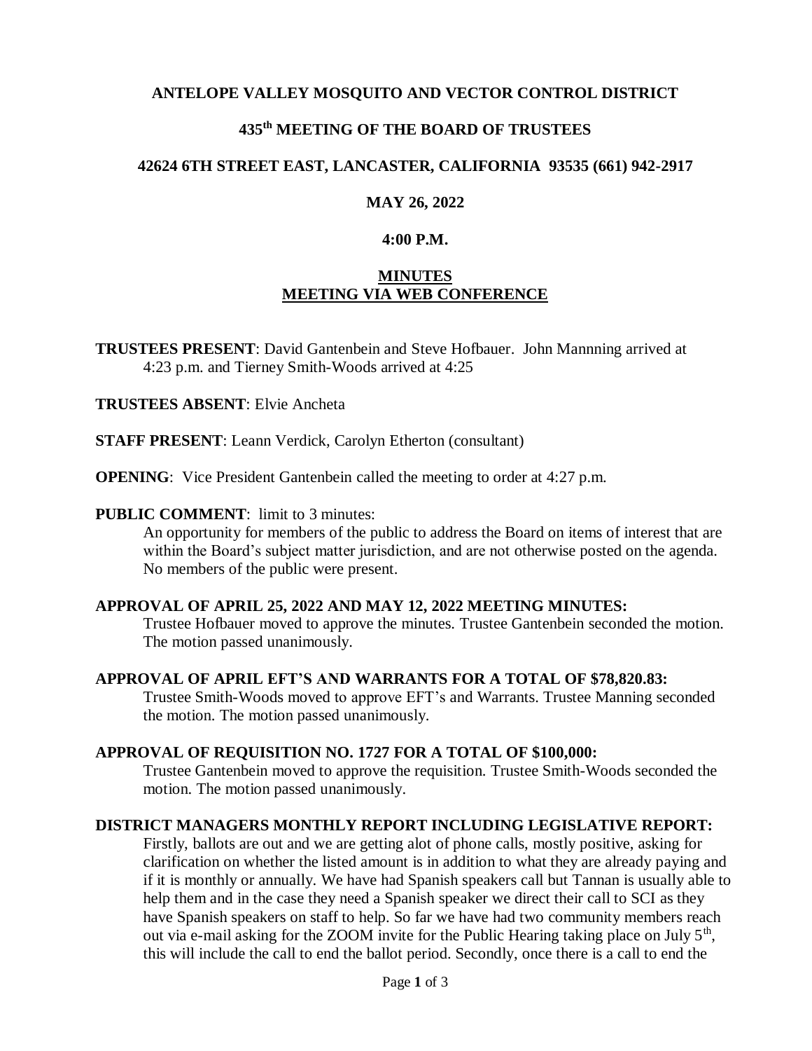**ANTELOPE VALLEY MOSQUITO AND VECTOR CONTROL DISTRICT**

**435th MEETING OF THE BOARD OF TRUSTEES**

**42624 6TH STREET EAST, LANCASTER, CALIFORNIA 93535 (661) 942-2917**

**MAY 26, 2022**

**4:00 P.M.**

**MINUTES**
**MEETING VIA WEB CONFERENCE**

**TRUSTEES PRESENT**: David Gantenbein and Steve Hofbauer. John Mannning arrived at 4:23 p.m. and Tierney Smith-Woods arrived at 4:25

**TRUSTEES ABSENT**: Elvie Ancheta

**STAFF PRESENT**: Leann Verdick, Carolyn Etherton (consultant)

**OPENING**: Vice President Gantenbein called the meeting to order at 4:27 p.m.

**PUBLIC COMMENT**: limit to 3 minutes:

An opportunity for members of the public to address the Board on items of interest that are within the Board's subject matter jurisdiction, and are not otherwise posted on the agenda. No members of the public were present.

**APPROVAL OF APRIL 25, 2022 AND MAY 12, 2022 MEETING MINUTES:**

Trustee Hofbauer moved to approve the minutes. Trustee Gantenbein seconded the motion. The motion passed unanimously.

**APPROVAL OF APRIL EFT'S AND WARRANTS FOR A TOTAL OF $78,820.83:**

Trustee Smith-Woods moved to approve EFT's and Warrants. Trustee Manning seconded the motion. The motion passed unanimously.

**APPROVAL OF REQUISITION NO. 1727 FOR A TOTAL OF $100,000:**

Trustee Gantenbein moved to approve the requisition. Trustee Smith-Woods seconded the motion. The motion passed unanimously.

**DISTRICT MANAGERS MONTHLY REPORT INCLUDING LEGISLATIVE REPORT:**

Firstly, ballots are out and we are getting alot of phone calls, mostly positive, asking for clarification on whether the listed amount is in addition to what they are already paying and if it is monthly or annually. We have had Spanish speakers call but Tannan is usually able to help them and in the case they need a Spanish speaker we direct their call to SCI as they have Spanish speakers on staff to help. So far we have had two community members reach out via e-mail asking for the ZOOM invite for the Public Hearing taking place on July 5th, this will include the call to end the ballot period. Secondly, once there is a call to end the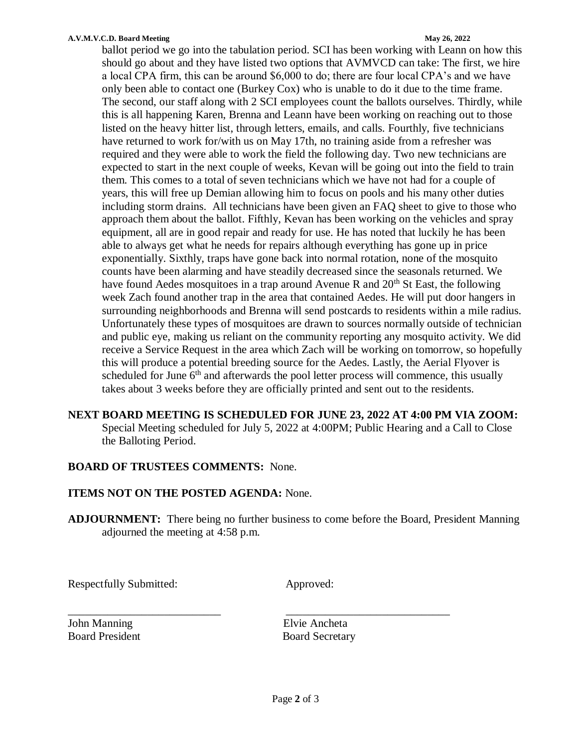ballot period we go into the tabulation period. SCI has been working with Leann on how this should go about and they have listed two options that AVMVCD can take: The first, we hire a local CPA firm, this can be around $6,000 to do; there are four local CPA's and we have only been able to contact one (Burkey Cox) who is unable to do it due to the time frame. The second, our staff along with 2 SCI employees count the ballots ourselves. Thirdly, while this is all happening Karen, Brenna and Leann have been working on reaching out to those listed on the heavy hitter list, through letters, emails, and calls. Fourthly, five technicians have returned to work for/with us on May 17th, no training aside from a refresher was required and they were able to work the field the following day. Two new technicians are expected to start in the next couple of weeks, Kevan will be going out into the field to train them. This comes to a total of seven technicians which we have not had for a couple of years, this will free up Demian allowing him to focus on pools and his many other duties including storm drains. All technicians have been given an FAQ sheet to give to those who approach them about the ballot. Fifthly, Kevan has been working on the vehicles and spray equipment, all are in good repair and ready for use. He has noted that luckily he has been able to always get what he needs for repairs although everything has gone up in price exponentially. Sixthly, traps have gone back into normal rotation, none of the mosquito counts have been alarming and have steadily decreased since the seasonals returned. We have found Aedes mosquitoes in a trap around Avenue R and 20th St East, the following week Zach found another trap in the area that contained Aedes. He will put door hangers in surrounding neighborhoods and Brenna will send postcards to residents within a mile radius. Unfortunately these types of mosquitoes are drawn to sources normally outside of technician and public eye, making us reliant on the community reporting any mosquito activity. We did receive a Service Request in the area which Zach will be working on tomorrow, so hopefully this will produce a potential breeding source for the Aedes. Lastly, the Aerial Flyover is scheduled for June 6th and afterwards the pool letter process will commence, this usually takes about 3 weeks before they are officially printed and sent out to the residents.

**NEXT BOARD MEETING IS SCHEDULED FOR JUNE 23, 2022 AT 4:00 PM VIA ZOOM:** Special Meeting scheduled for July 5, 2022 at 4:00PM; Public Hearing and a Call to Close the Balloting Period.

**BOARD OF TRUSTEES COMMENTS:** None.

**ITEMS NOT ON THE POSTED AGENDA:** None.

**ADJOURNMENT:** There being no further business to come before the Board, President Manning adjourned the meeting at 4:58 p.m.

Respectfully Submitted: Approved:

\_\_\_\_\_\_\_\_\_\_\_\_\_\_\_\_\_\_\_\_\_\_\_\_\_\_\_\_ \_\_\_\_\_\_\_\_\_\_\_\_\_\_\_\_\_\_\_\_\_\_\_\_\_\_\_\_\_\_

John Manning — Board President

Elvie Ancheta — Board Secretary